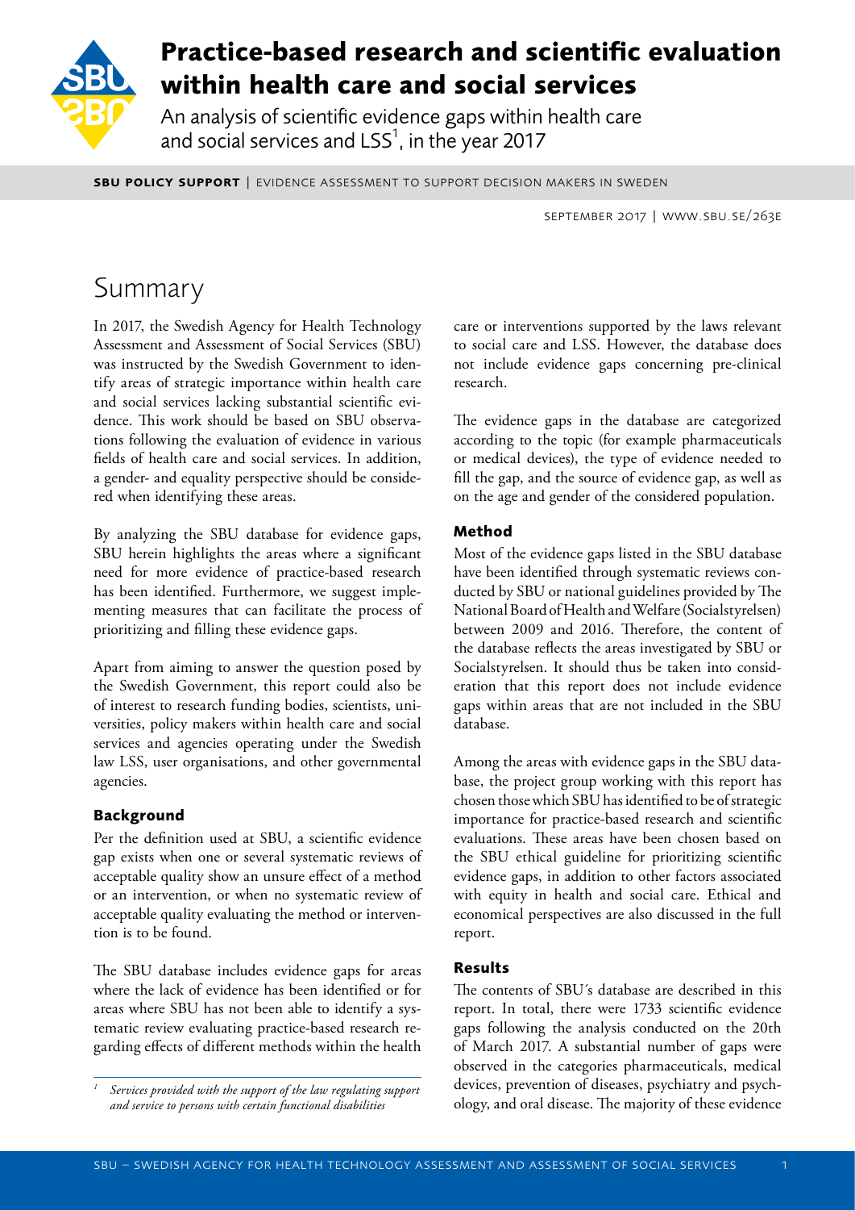# Practice-based research and scientific evaluation within health care and social services

An analysis of scientific evidence gaps within health care and social services and LSS[1], in the year 2017

**SBU POLICY SUPPORT** | EVIDENCE ASSESSMENT TO SUPPORT DECISION MAKERS IN SWEDEN

SEPTEMBER 2017 | WWW.SBU.SE/263E

## Summary

In 2017, the Swedish Agency for Health Technology Assessment and Assessment of Social Services (SBU) was instructed by the Swedish Government to identify areas of strategic importance within health care and social services lacking substantial scientific evidence. This work should be based on SBU observations following the evaluation of evidence in various fields of health care and social services. In addition, a gender- and equality perspective should be considered when identifying these areas.

By analyzing the SBU database for evidence gaps, SBU herein highlights the areas where a significant need for more evidence of practice-based research has been identified. Furthermore, we suggest implementing measures that can facilitate the process of prioritizing and filling these evidence gaps.

Apart from aiming to answer the question posed by the Swedish Government, this report could also be of interest to research funding bodies, scientists, universities, policy makers within health care and social services and agencies operating under the Swedish law LSS, user organisations, and other governmental agencies.

### Background

Per the definition used at SBU, a scientific evidence gap exists when one or several systematic reviews of acceptable quality show an unsure effect of a method or an intervention, or when no systematic review of acceptable quality evaluating the method or intervention is to be found.

The SBU database includes evidence gaps for areas where the lack of evidence has been identified or for areas where SBU has not been able to identify a systematic review evaluating practice-based research regarding effects of different methods within the health care or interventions supported by the laws relevant to social care and LSS. However, the database does not include evidence gaps concerning pre-clinical research.

The evidence gaps in the database are categorized according to the topic (for example pharmaceuticals or medical devices), the type of evidence needed to fill the gap, and the source of evidence gap, as well as on the age and gender of the considered population.

### Method

Most of the evidence gaps listed in the SBU database have been identified through systematic reviews conducted by SBU or national guidelines provided by The National Board of Health and Welfare (Socialstyrelsen) between 2009 and 2016. Therefore, the content of the database reflects the areas investigated by SBU or Socialstyrelsen. It should thus be taken into consideration that this report does not include evidence gaps within areas that are not included in the SBU database.

Among the areas with evidence gaps in the SBU database, the project group working with this report has chosen those which SBU has identified to be of strategic importance for practice-based research and scientific evaluations. These areas have been chosen based on the SBU ethical guideline for prioritizing scientific evidence gaps, in addition to other factors associated with equity in health and social care. Ethical and economical perspectives are also discussed in the full report.

### Results

The contents of SBU's database are described in this report. In total, there were 1733 scientific evidence gaps following the analysis conducted on the 20th of March 2017. A substantial number of gaps were observed in the categories pharmaceuticals, medical devices, prevention of diseases, psychiatry and psychology, and oral disease. The majority of these evidence

[1] *Services provided with the support of the law regulating support and service to persons with certain functional disabilities*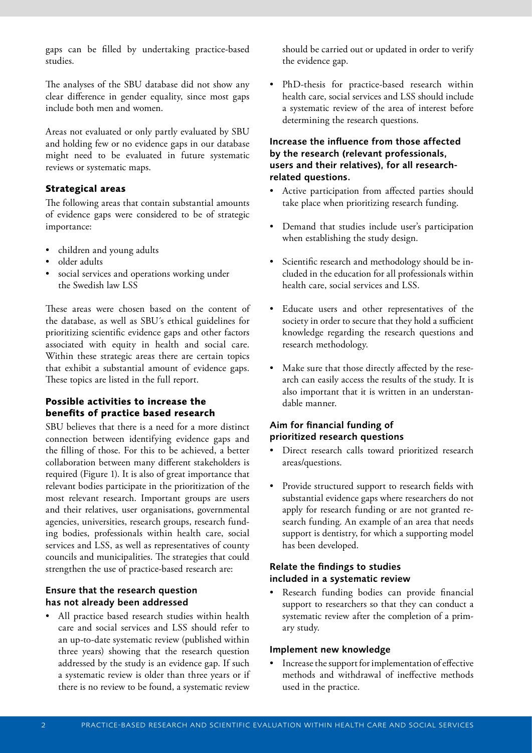gaps can be filled by undertaking practice-based studies.

The analyses of the SBU database did not show any clear difference in gender equality, since most gaps include both men and women.

Areas not evaluated or only partly evaluated by SBU and holding few or no evidence gaps in our database might need to be evaluated in future systematic reviews or systematic maps.

### Strategical areas

The following areas that contain substantial amounts of evidence gaps were considered to be of strategic importance:

- children and young adults
- older adults
- social services and operations working under the Swedish law LSS

These areas were chosen based on the content of the database, as well as SBU´s ethical guidelines for prioritizing scientific evidence gaps and other factors associated with equity in health and social care. Within these strategic areas there are certain topics that exhibit a substantial amount of evidence gaps. These topics are listed in the full report.

### Possible activities to increase the benefits of practice based research

SBU believes that there is a need for a more distinct connection between identifying evidence gaps and the filling of those. For this to be achieved, a better collaboration between many different stakeholders is required (Figure 1). It is also of great importance that relevant bodies participate in the prioritization of the most relevant research. Important groups are users and their relatives, user organisations, governmental agencies, universities, research groups, research funding bodies, professionals within health care, social services and LSS, as well as representatives of county councils and municipalities. The strategies that could strengthen the use of practice-based research are:

#### Ensure that the research question has not already been addressed

- All practice based research studies within health care and social services and LSS should refer to an up-to-date systematic review (published within three years) showing that the research question addressed by the study is an evidence gap. If such a systematic review is older than three years or if there is no review to be found, a systematic review should be carried out or updated in order to verify the evidence gap.
- PhD-thesis for practice-based research within health care, social services and LSS should include a systematic review of the area of interest before determining the research questions.

#### Increase the influence from those affected by the research (relevant professionals, users and their relatives), for all research-related questions.

- Active participation from affected parties should take place when prioritizing research funding.
- Demand that studies include user's participation when establishing the study design.
- Scientific research and methodology should be included in the education for all professionals within health care, social services and LSS.
- Educate users and other representatives of the society in order to secure that they hold a sufficient knowledge regarding the research questions and research methodology.
- Make sure that those directly affected by the research can easily access the results of the study. It is also important that it is written in an understandable manner.

#### Aim for financial funding of prioritized research questions

- Direct research calls toward prioritized research areas/questions.
- Provide structured support to research fields with substantial evidence gaps where researchers do not apply for research funding or are not granted research funding. An example of an area that needs support is dentistry, for which a supporting model has been developed.

#### Relate the findings to studies included in a systematic review

- Research funding bodies can provide financial support to researchers so that they can conduct a systematic review after the completion of a primary study.

#### Implement new knowledge

- Increase the support for implementation of effective methods and withdrawal of ineffective methods used in the practice.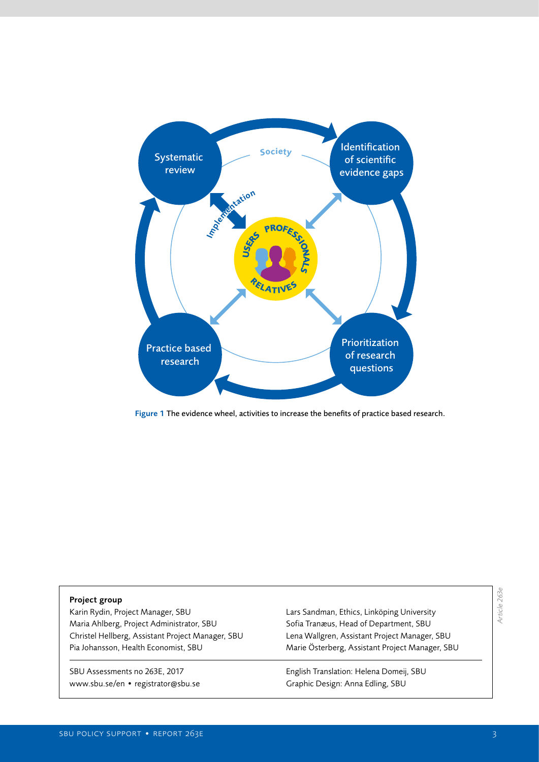Systematic review

Identification of scientific evidence gaps

Prioritization of research questions

Practice based research

Society

Implementation

USERS PROFESSIONALS RELATIVES

Figure 1 The evidence wheel, activities to increase the benefits of practice based research.

**Project group**

Karin Rydin, Project Manager, SBU
Maria Ahlberg, Project Administrator, SBU
Christel Hellberg, Assistant Project Manager, SBU
Pia Johansson, Health Economist, SBU
Lars Sandman, Ethics, Linköping University
Sofia Tranæus, Head of Department, SBU
Lena Wallgren, Assistant Project Manager, SBU
Marie Österberg, Assistant Project Manager, SBU

SBU Assessments no 263E, 2017
www.sbu.se/en • registrator@sbu.se
English Translation: Helena Domeij, SBU
Graphic Design: Anna Edling, SBU